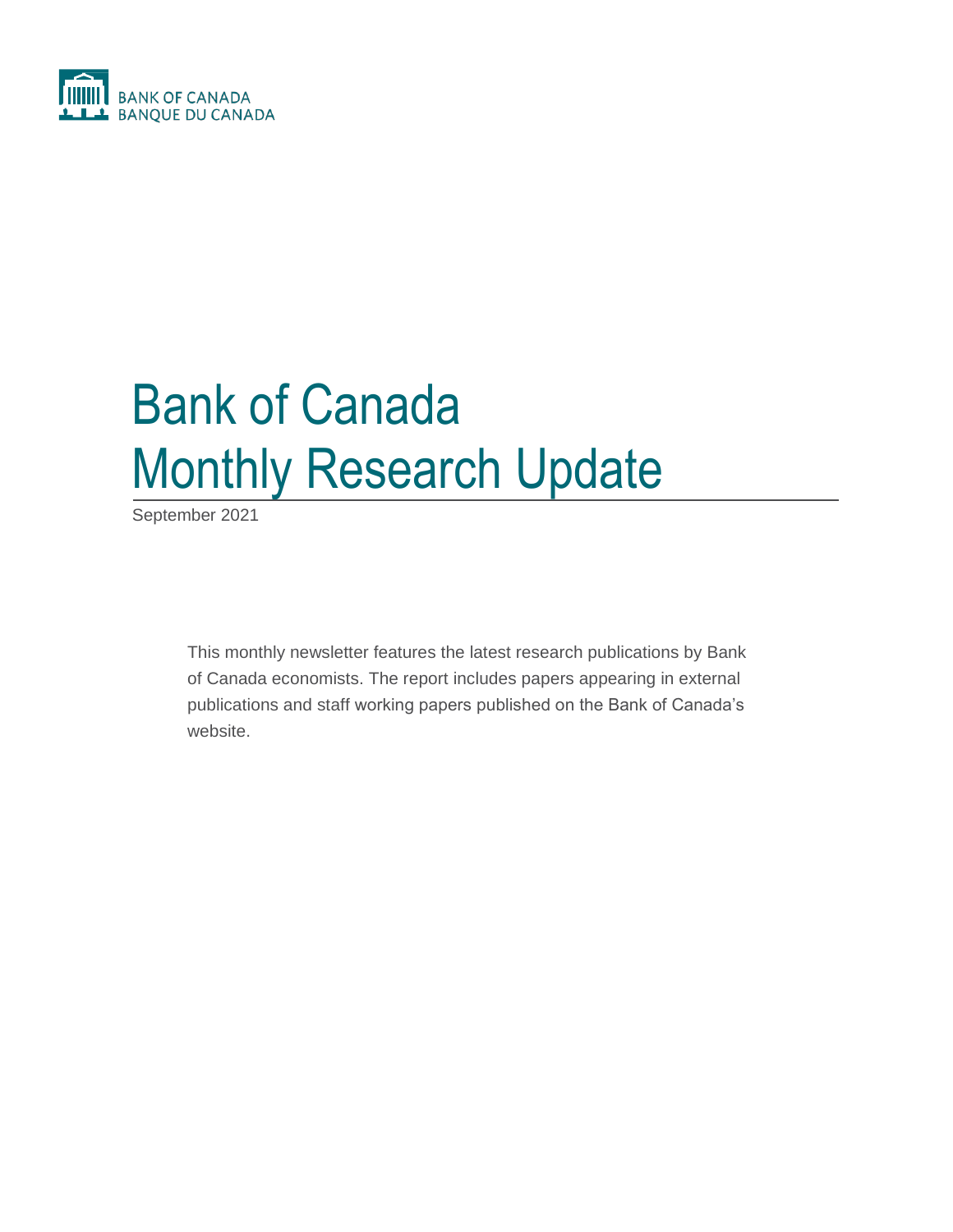BANK OF CANADA
BANQUE DU CANADA

# Bank of Canada Monthly Research Update

September 2021

This monthly newsletter features the latest research publications by Bank of Canada economists. The report includes papers appearing in external publications and staff working papers published on the Bank of Canada's website.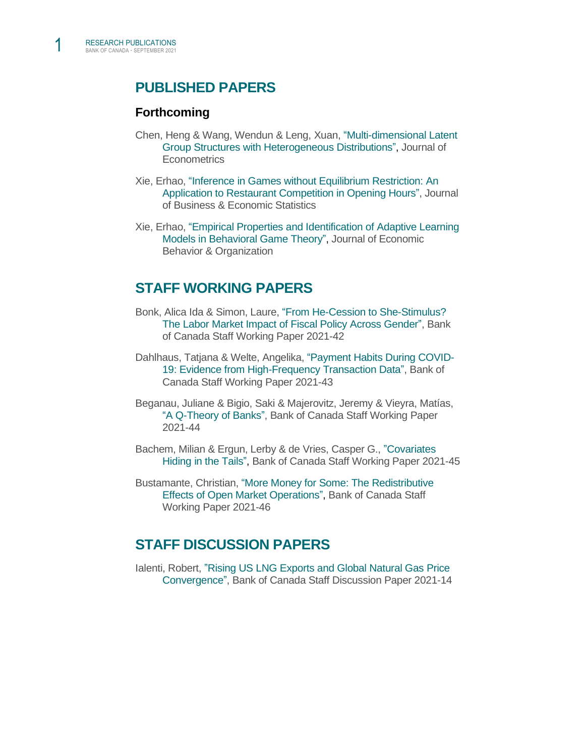## PUBLISHED PAPERS

### Forthcoming

Chen, Heng & Wang, Wendun & Leng, Xuan, "Multi-dimensional Latent Group Structures with Heterogeneous Distributions", Journal of Econometrics

Xie, Erhao, "Inference in Games without Equilibrium Restriction: An Application to Restaurant Competition in Opening Hours", Journal of Business & Economic Statistics

Xie, Erhao, "Empirical Properties and Identification of Adaptive Learning Models in Behavioral Game Theory", Journal of Economic Behavior & Organization

## STAFF WORKING PAPERS

Bonk, Alica Ida & Simon, Laure, "From He-Cession to She-Stimulus? The Labor Market Impact of Fiscal Policy Across Gender", Bank of Canada Staff Working Paper 2021-42

Dahlhaus, Tatjana & Welte, Angelika, "Payment Habits During COVID-19: Evidence from High-Frequency Transaction Data", Bank of Canada Staff Working Paper 2021-43

Beganau, Juliane & Bigio, Saki & Majerovitz, Jeremy & Vieyra, Matías, "A Q-Theory of Banks", Bank of Canada Staff Working Paper 2021-44

Bachem, Milian & Ergun, Lerby & de Vries, Casper G., "Covariates Hiding in the Tails", Bank of Canada Staff Working Paper 2021-45

Bustamante, Christian, "More Money for Some: The Redistributive Effects of Open Market Operations", Bank of Canada Staff Working Paper 2021-46

## STAFF DISCUSSION PAPERS

Ialenti, Robert, "Rising US LNG Exports and Global Natural Gas Price Convergence", Bank of Canada Staff Discussion Paper 2021-14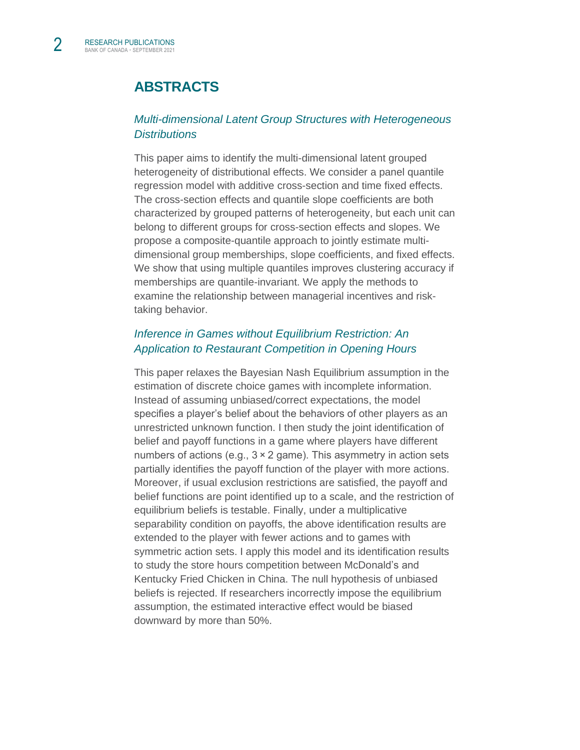## ABSTRACTS

### *Multi-dimensional Latent Group Structures with Heterogeneous Distributions*

This paper aims to identify the multi-dimensional latent grouped heterogeneity of distributional effects. We consider a panel quantile regression model with additive cross-section and time fixed effects. The cross-section effects and quantile slope coefficients are both characterized by grouped patterns of heterogeneity, but each unit can belong to different groups for cross-section effects and slopes. We propose a composite-quantile approach to jointly estimate multi-dimensional group memberships, slope coefficients, and fixed effects. We show that using multiple quantiles improves clustering accuracy if memberships are quantile-invariant. We apply the methods to examine the relationship between managerial incentives and risk-taking behavior.

### *Inference in Games without Equilibrium Restriction: An Application to Restaurant Competition in Opening Hours*

This paper relaxes the Bayesian Nash Equilibrium assumption in the estimation of discrete choice games with incomplete information. Instead of assuming unbiased/correct expectations, the model specifies a player's belief about the behaviors of other players as an unrestricted unknown function. I then study the joint identification of belief and payoff functions in a game where players have different numbers of actions (e.g., $3 \times 2$ game). This asymmetry in action sets partially identifies the payoff function of the player with more actions. Moreover, if usual exclusion restrictions are satisfied, the payoff and belief functions are point identified up to a scale, and the restriction of equilibrium beliefs is testable. Finally, under a multiplicative separability condition on payoffs, the above identification results are extended to the player with fewer actions and to games with symmetric action sets. I apply this model and its identification results to study the store hours competition between McDonald's and Kentucky Fried Chicken in China. The null hypothesis of unbiased beliefs is rejected. If researchers incorrectly impose the equilibrium assumption, the estimated interactive effect would be biased downward by more than 50%.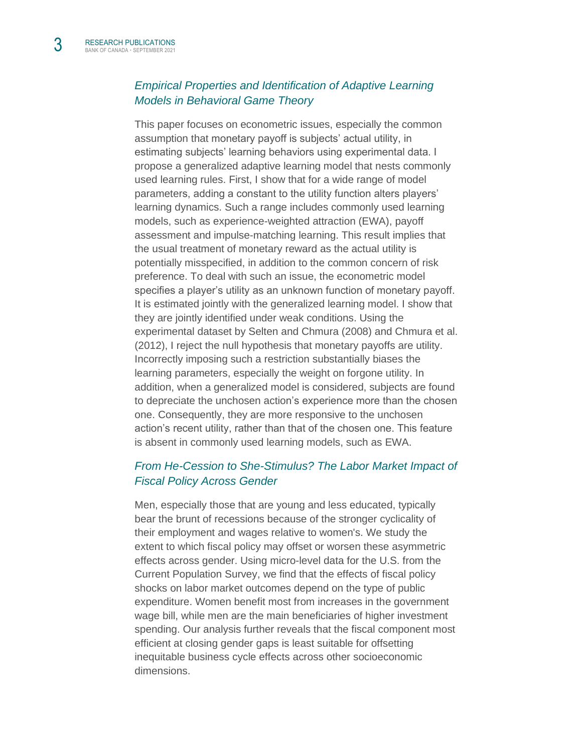### *Empirical Properties and Identification of Adaptive Learning Models in Behavioral Game Theory*

This paper focuses on econometric issues, especially the common assumption that monetary payoff is subjects' actual utility, in estimating subjects' learning behaviors using experimental data. I propose a generalized adaptive learning model that nests commonly used learning rules. First, I show that for a wide range of model parameters, adding a constant to the utility function alters players' learning dynamics. Such a range includes commonly used learning models, such as experience-weighted attraction (EWA), payoff assessment and impulse-matching learning. This result implies that the usual treatment of monetary reward as the actual utility is potentially misspecified, in addition to the common concern of risk preference. To deal with such an issue, the econometric model specifies a player's utility as an unknown function of monetary payoff. It is estimated jointly with the generalized learning model. I show that they are jointly identified under weak conditions. Using the experimental dataset by Selten and Chmura (2008) and Chmura et al. (2012), I reject the null hypothesis that monetary payoffs are utility. Incorrectly imposing such a restriction substantially biases the learning parameters, especially the weight on forgone utility. In addition, when a generalized model is considered, subjects are found to depreciate the unchosen action's experience more than the chosen one. Consequently, they are more responsive to the unchosen action's recent utility, rather than that of the chosen one. This feature is absent in commonly used learning models, such as EWA.

### *From He-Cession to She-Stimulus? The Labor Market Impact of Fiscal Policy Across Gender*

Men, especially those that are young and less educated, typically bear the brunt of recessions because of the stronger cyclicality of their employment and wages relative to women's. We study the extent to which fiscal policy may offset or worsen these asymmetric effects across gender. Using micro-level data for the U.S. from the Current Population Survey, we find that the effects of fiscal policy shocks on labor market outcomes depend on the type of public expenditure. Women benefit most from increases in the government wage bill, while men are the main beneficiaries of higher investment spending. Our analysis further reveals that the fiscal component most efficient at closing gender gaps is least suitable for offsetting inequitable business cycle effects across other socioeconomic dimensions.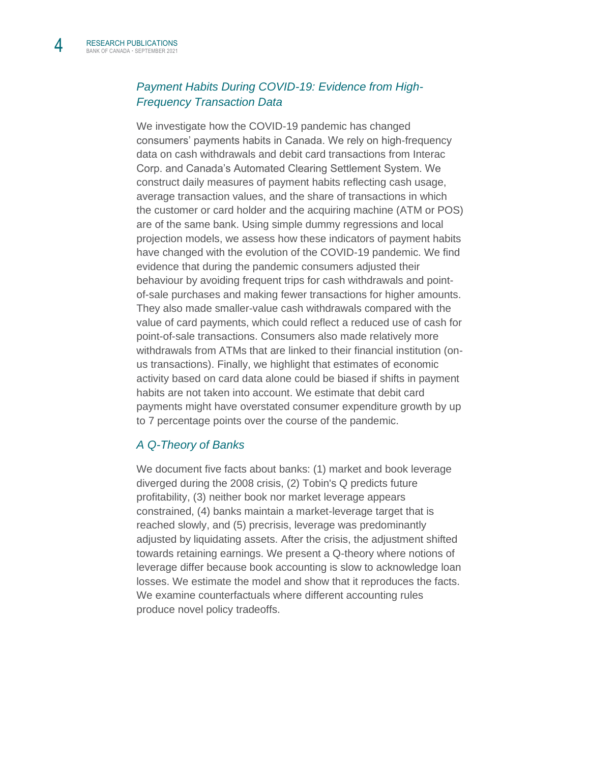## *Payment Habits During COVID-19: Evidence from High-Frequency Transaction Data*

We investigate how the COVID-19 pandemic has changed consumers' payments habits in Canada. We rely on high-frequency data on cash withdrawals and debit card transactions from Interac Corp. and Canada's Automated Clearing Settlement System. We construct daily measures of payment habits reflecting cash usage, average transaction values, and the share of transactions in which the customer or card holder and the acquiring machine (ATM or POS) are of the same bank. Using simple dummy regressions and local projection models, we assess how these indicators of payment habits have changed with the evolution of the COVID-19 pandemic. We find evidence that during the pandemic consumers adjusted their behaviour by avoiding frequent trips for cash withdrawals and point-of-sale purchases and making fewer transactions for higher amounts. They also made smaller-value cash withdrawals compared with the value of card payments, which could reflect a reduced use of cash for point-of-sale transactions. Consumers also made relatively more withdrawals from ATMs that are linked to their financial institution (on-us transactions). Finally, we highlight that estimates of economic activity based on card data alone could be biased if shifts in payment habits are not taken into account. We estimate that debit card payments might have overstated consumer expenditure growth by up to 7 percentage points over the course of the pandemic.

## *A Q-Theory of Banks*

We document five facts about banks: (1) market and book leverage diverged during the 2008 crisis, (2) Tobin's Q predicts future profitability, (3) neither book nor market leverage appears constrained, (4) banks maintain a market-leverage target that is reached slowly, and (5) precrisis, leverage was predominantly adjusted by liquidating assets. After the crisis, the adjustment shifted towards retaining earnings. We present a Q-theory where notions of leverage differ because book accounting is slow to acknowledge loan losses. We estimate the model and show that it reproduces the facts. We examine counterfactuals where different accounting rules produce novel policy tradeoffs.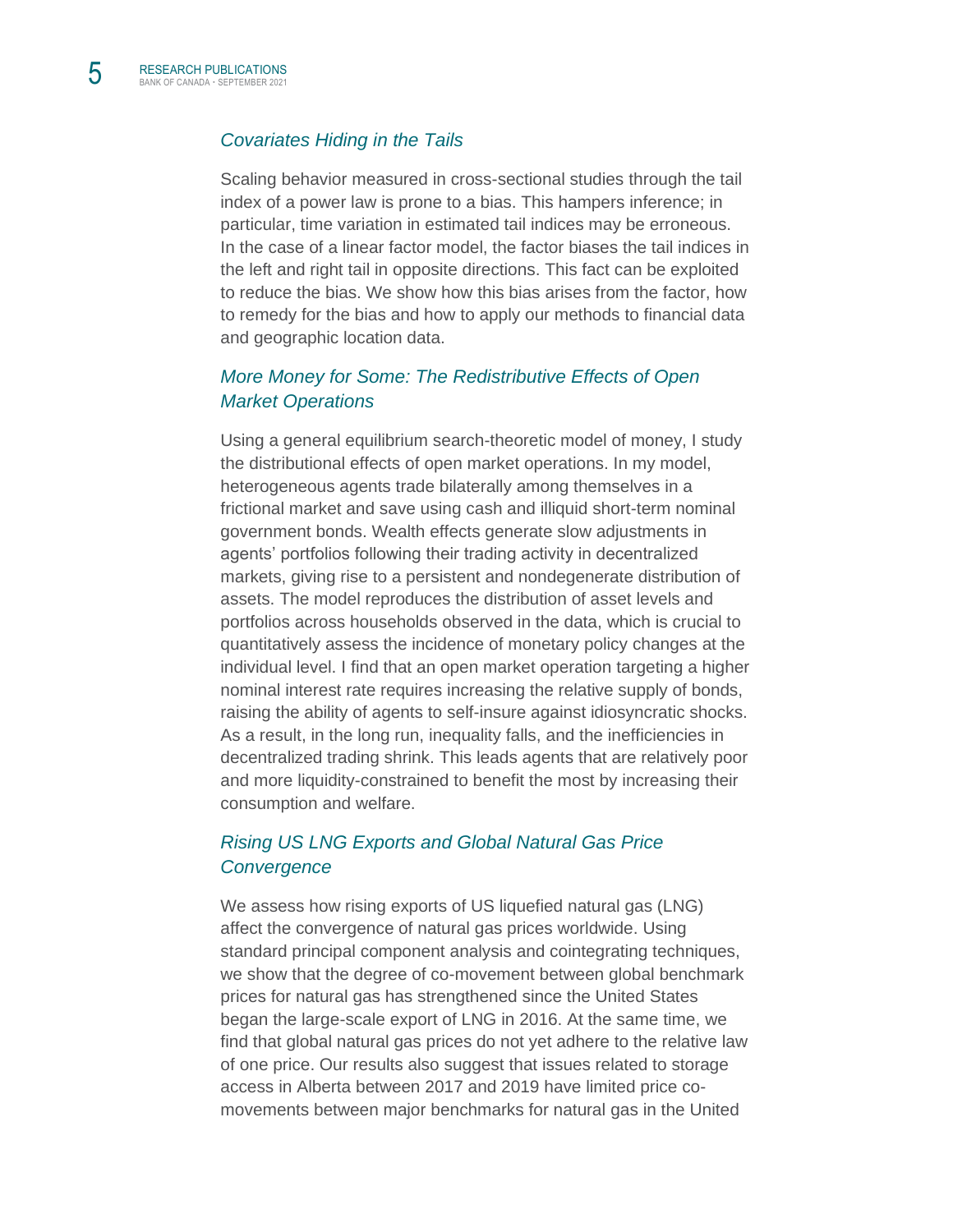### *Covariates Hiding in the Tails*

Scaling behavior measured in cross-sectional studies through the tail index of a power law is prone to a bias. This hampers inference; in particular, time variation in estimated tail indices may be erroneous. In the case of a linear factor model, the factor biases the tail indices in the left and right tail in opposite directions. This fact can be exploited to reduce the bias. We show how this bias arises from the factor, how to remedy for the bias and how to apply our methods to financial data and geographic location data.

### *More Money for Some: The Redistributive Effects of Open Market Operations*

Using a general equilibrium search-theoretic model of money, I study the distributional effects of open market operations. In my model, heterogeneous agents trade bilaterally among themselves in a frictional market and save using cash and illiquid short-term nominal government bonds. Wealth effects generate slow adjustments in agents' portfolios following their trading activity in decentralized markets, giving rise to a persistent and nondegenerate distribution of assets. The model reproduces the distribution of asset levels and portfolios across households observed in the data, which is crucial to quantitatively assess the incidence of monetary policy changes at the individual level. I find that an open market operation targeting a higher nominal interest rate requires increasing the relative supply of bonds, raising the ability of agents to self-insure against idiosyncratic shocks. As a result, in the long run, inequality falls, and the inefficiencies in decentralized trading shrink. This leads agents that are relatively poor and more liquidity-constrained to benefit the most by increasing their consumption and welfare.

### *Rising US LNG Exports and Global Natural Gas Price Convergence*

We assess how rising exports of US liquefied natural gas (LNG) affect the convergence of natural gas prices worldwide. Using standard principal component analysis and cointegrating techniques, we show that the degree of co-movement between global benchmark prices for natural gas has strengthened since the United States began the large-scale export of LNG in 2016. At the same time, we find that global natural gas prices do not yet adhere to the relative law of one price. Our results also suggest that issues related to storage access in Alberta between 2017 and 2019 have limited price co-movements between major benchmarks for natural gas in the United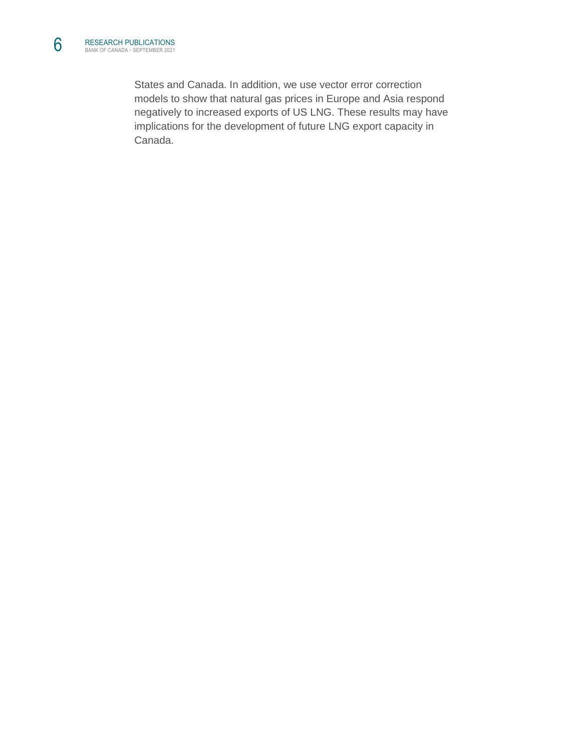States and Canada. In addition, we use vector error correction models to show that natural gas prices in Europe and Asia respond negatively to increased exports of US LNG. These results may have implications for the development of future LNG export capacity in Canada.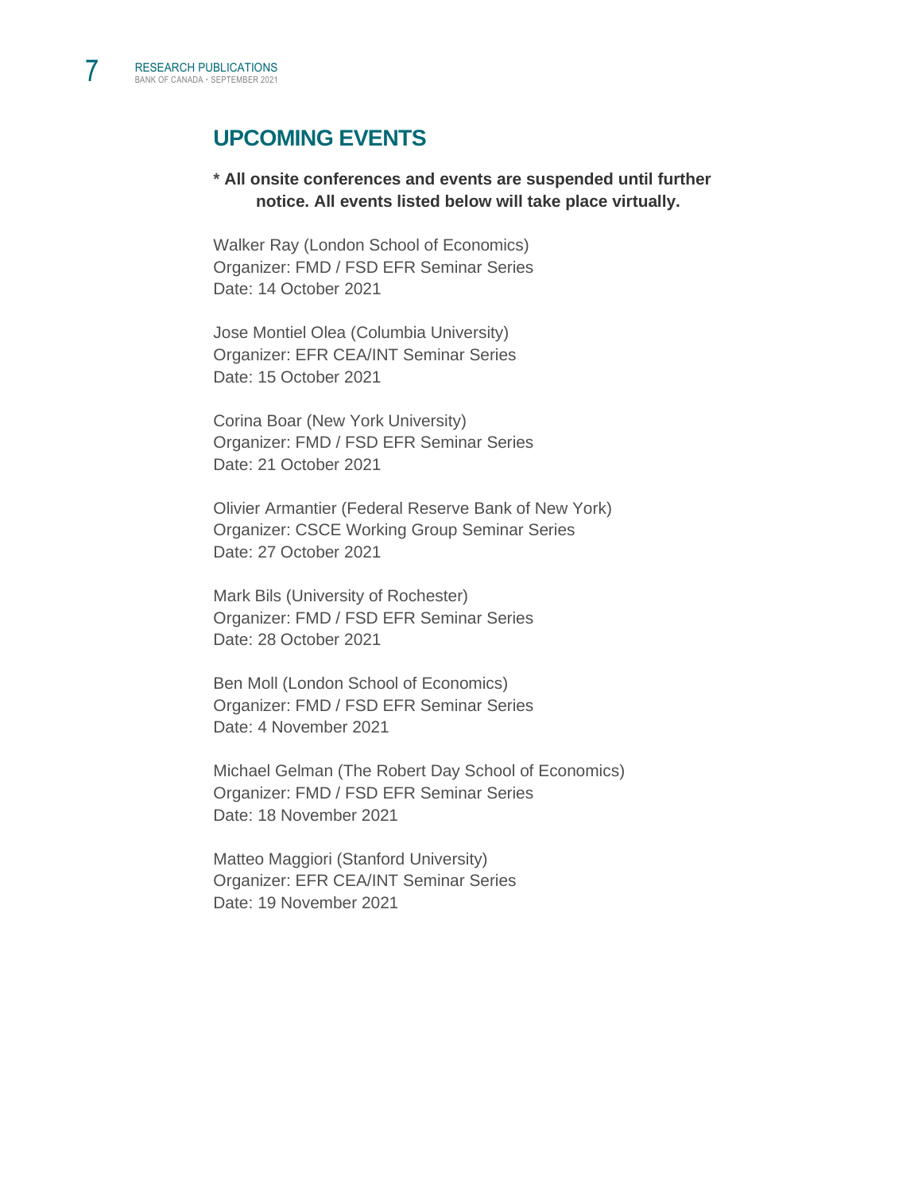## UPCOMING EVENTS

**\* All onsite conferences and events are suspended until further notice. All events listed below will take place virtually.**

Walker Ray (London School of Economics)
Organizer: FMD / FSD EFR Seminar Series
Date: 14 October 2021

Jose Montiel Olea (Columbia University)
Organizer: EFR CEA/INT Seminar Series
Date: 15 October 2021

Corina Boar (New York University)
Organizer: FMD / FSD EFR Seminar Series
Date: 21 October 2021

Olivier Armantier (Federal Reserve Bank of New York)
Organizer: CSCE Working Group Seminar Series
Date: 27 October 2021

Mark Bils (University of Rochester)
Organizer: FMD / FSD EFR Seminar Series
Date: 28 October 2021

Ben Moll (London School of Economics)
Organizer: FMD / FSD EFR Seminar Series
Date: 4 November 2021

Michael Gelman (The Robert Day School of Economics)
Organizer: FMD / FSD EFR Seminar Series
Date: 18 November 2021

Matteo Maggiori (Stanford University)
Organizer: EFR CEA/INT Seminar Series
Date: 19 November 2021